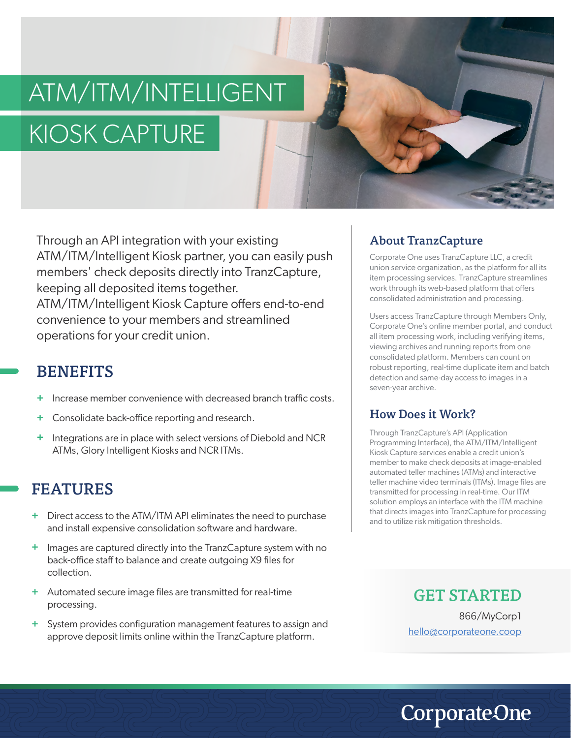# ATM/ITM/INTELLIGENT KIOSK CAPTURE

Through an API integration with your existing ATM/ITM/Intelligent Kiosk partner, you can easily push members' check deposits directly into TranzCapture, keeping all deposited items together. ATM/ITM/Intelligent Kiosk Capture offers end-to-end convenience to your members and streamlined operations for your credit union.

## BENEFITS

- Increase member convenience with decreased branch traffic costs.
- Consolidate back-office reporting and research.
- Integrations are in place with select versions of Diebold and NCR ATMs, Glory Intelligent Kiosks and NCR ITMs.

## FEATURES

- Direct access to the ATM/ITM API eliminates the need to purchase and install expensive consolidation software and hardware.
- Images are captured directly into the TranzCapture system with no back-office staff to balance and create outgoing X9 files for collection.
- Automated secure image files are transmitted for real-time processing.
- System provides configuration management features to assign and approve deposit limits online within the TranzCapture platform.

## About TranzCapture

Corporate One uses TranzCapture LLC, a credit union service organization, as the platform for all its item processing services. TranzCapture streamlines work through its web-based platform that offers consolidated administration and processing.

Users access TranzCapture through Members Only, Corporate One's online member portal, and conduct all item processing work, including verifying items, viewing archives and running reports from one consolidated platform. Members can count on robust reporting, real-time duplicate item and batch detection and same-day access to images in a seven-year archive.

## How Does it Work?

Through TranzCapture's API (Application Programming Interface), the ATM/ITM/Intelligent Kiosk Capture services enable a credit union's member to make check deposits at image-enabled automated teller machines (ATMs) and interactive teller machine video terminals (ITMs). Image files are transmitted for processing in real-time. Our ITM solution employs an interface with the ITM machine that directs images into TranzCapture for processing and to utilize risk mitigation thresholds.

## GET STARTED

866/MyCorp1

hello@corporateone.coop

CorporateOne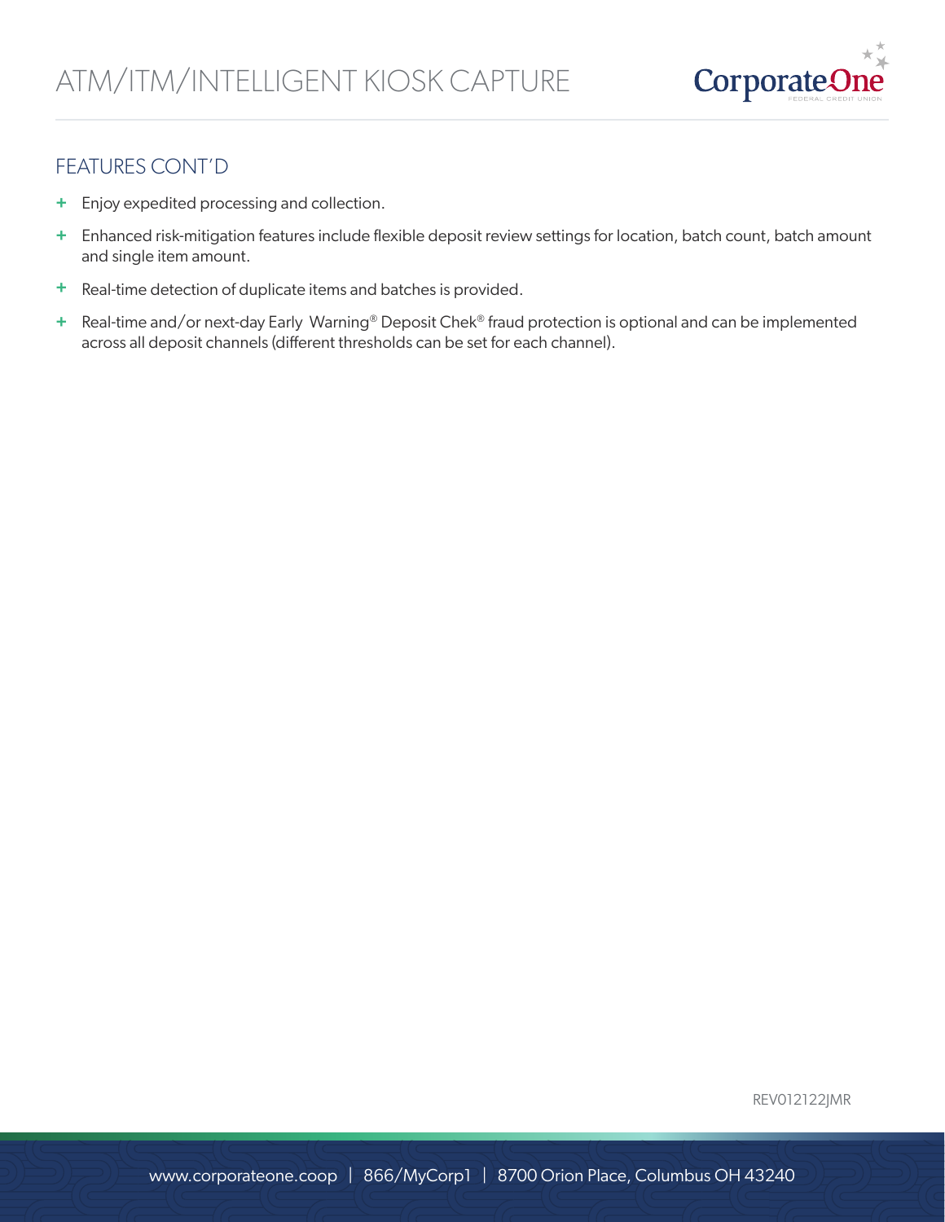## FEATURES CONT'D

- Enjoy expedited processing and collection.
- Enhanced risk-mitigation features include flexible deposit review settings for location, batch count, batch amount and single item amount.
- Real-time detection of duplicate items and batches is provided.
- Real-time and/or next-day Early Warning® Deposit Chek® fraud protection is optional and can be implemented across all deposit channels (different thresholds can be set for each channel).

REV012122JMR